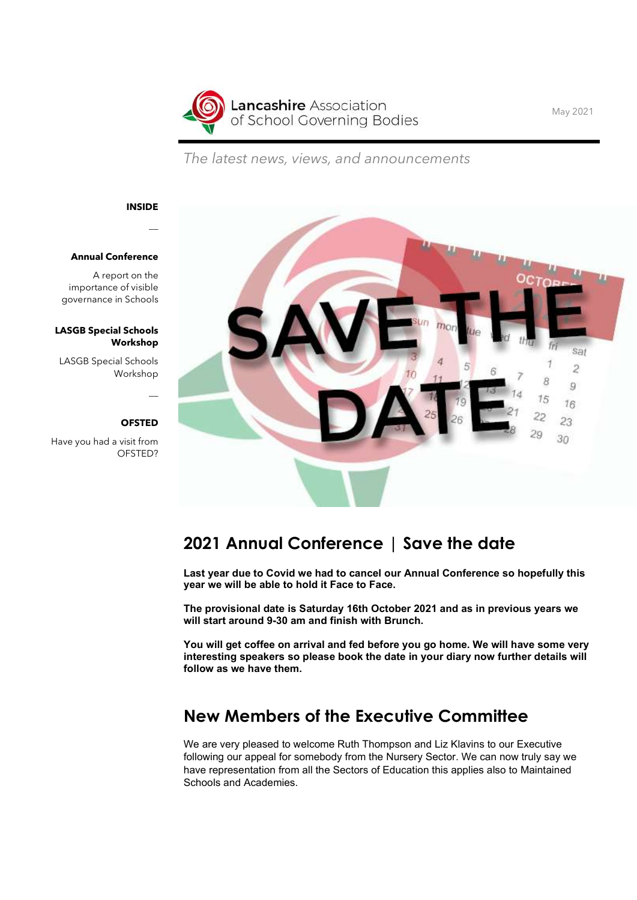Lancashire Association of School Governing Bodies

May 2021

*The latest news, views, and announcements*

**INSIDE**

—

**Annual Conference**

A report on the importance of visible governance in Schools

**LASGB Special Schools Workshop**

LASGB Special Schools Workshop

—

**OFSTED**

Have you had a visit from OFSTED?

## 2021 Annual Conference | Save the date

**Last year due to Covid we had to cancel our Annual Conference so hopefully this year we will be able to hold it Face to Face.**

**The provisional date is Saturday 16th October 2021 and as in previous years we will start around 9-30 am and finish with Brunch.**

**You will get coffee on arrival and fed before you go home. We will have some very interesting speakers so please book the date in your diary now further details will follow as we have them.**

## New Members of the Executive Committee

We are very pleased to welcome Ruth Thompson and Liz Klavins to our Executive following our appeal for somebody from the Nursery Sector. We can now truly say we have representation from all the Sectors of Education this applies also to Maintained Schools and Academies.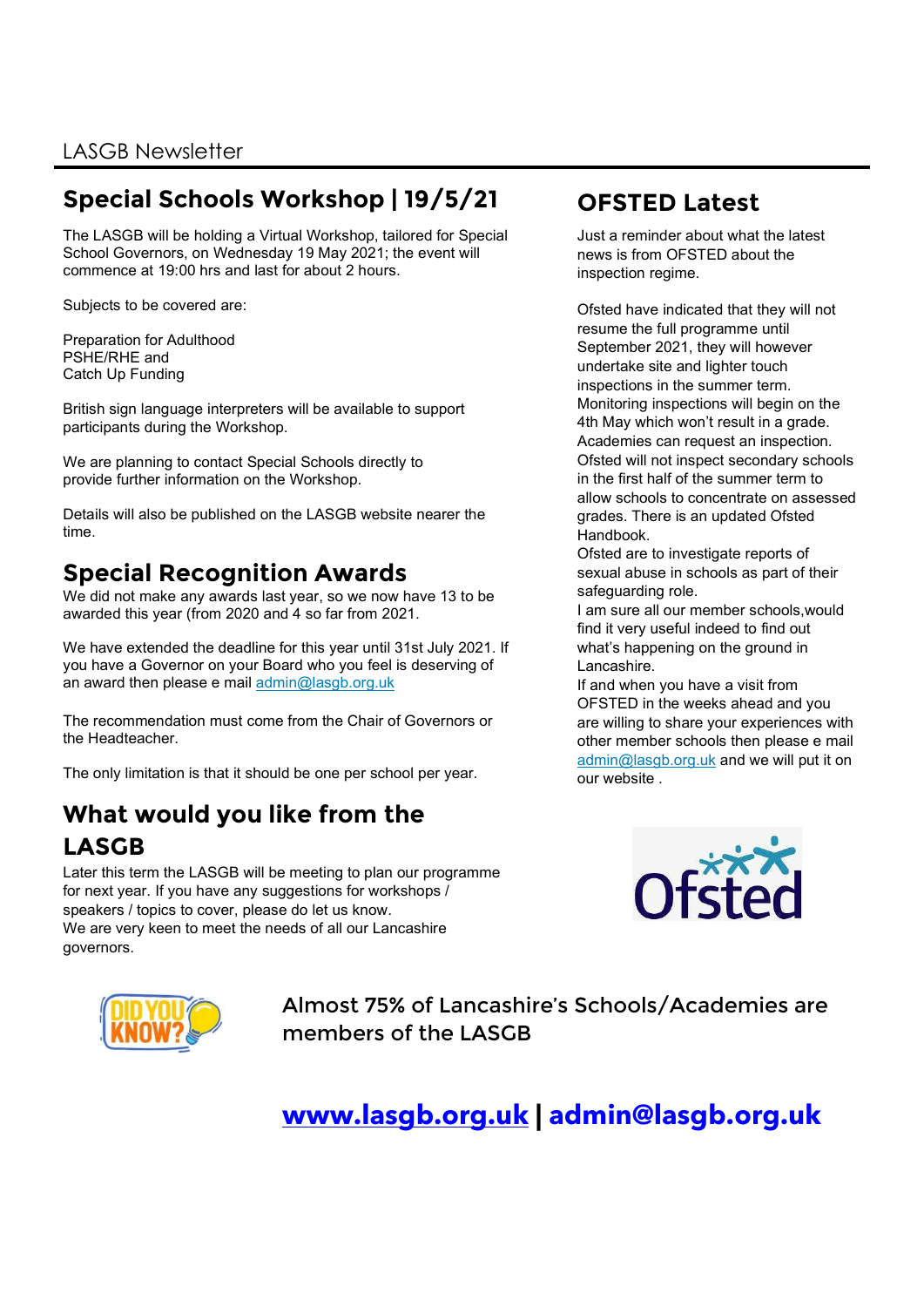## Special Schools Workshop | 19/5/21

The LASGB will be holding a Virtual Workshop, tailored for Special School Governors, on Wednesday 19 May 2021; the event will commence at 19:00 hrs and last for about 2 hours.

Subjects to be covered are:

Preparation for Adulthood
PSHE/RHE and
Catch Up Funding

British sign language interpreters will be available to support participants during the Workshop.

We are planning to contact Special Schools directly to provide further information on the Workshop.

Details will also be published on the LASGB website nearer the time.

## Special Recognition Awards

We did not make any awards last year, so we now have 13 to be awarded this year (from 2020 and 4 so far from 2021.

We have extended the deadline for this year until 31st July 2021. If you have a Governor on your Board who you feel is deserving of an award then please e mail admin@lasgb.org.uk

The recommendation must come from the Chair of Governors or the Headteacher.

The only limitation is that it should be one per school per year.

## What would you like from the LASGB

Later this term the LASGB will be meeting to plan our programme for next year. If you have any suggestions for workshops / speakers / topics to cover, please do let us know.
We are very keen to meet the needs of all our Lancashire governors.

## OFSTED Latest

Just a reminder about what the latest news is from OFSTED about the inspection regime.

Ofsted have indicated that they will not resume the full programme until September 2021, they will however undertake site and lighter touch inspections in the summer term.
Monitoring inspections will begin on the 4th May which won't result in a grade.
Academies can request an inspection.
Ofsted will not inspect secondary schools in the first half of the summer term to allow schools to concentrate on assessed grades. There is an updated Ofsted Handbook.
Ofsted are to investigate reports of sexual abuse in schools as part of their safeguarding role.
I am sure all our member schools,would find it very useful indeed to find out what's happening on the ground in Lancashire.
If and when you have a visit from OFSTED in the weeks ahead and you are willing to share your experiences with other member schools then please e mail admin@lasgb.org.uk and we will put it on our website .

Almost 75% of Lancashire's Schools/Academies are members of the LASGB

**www.lasgb.org.uk | admin@lasgb.org.uk**